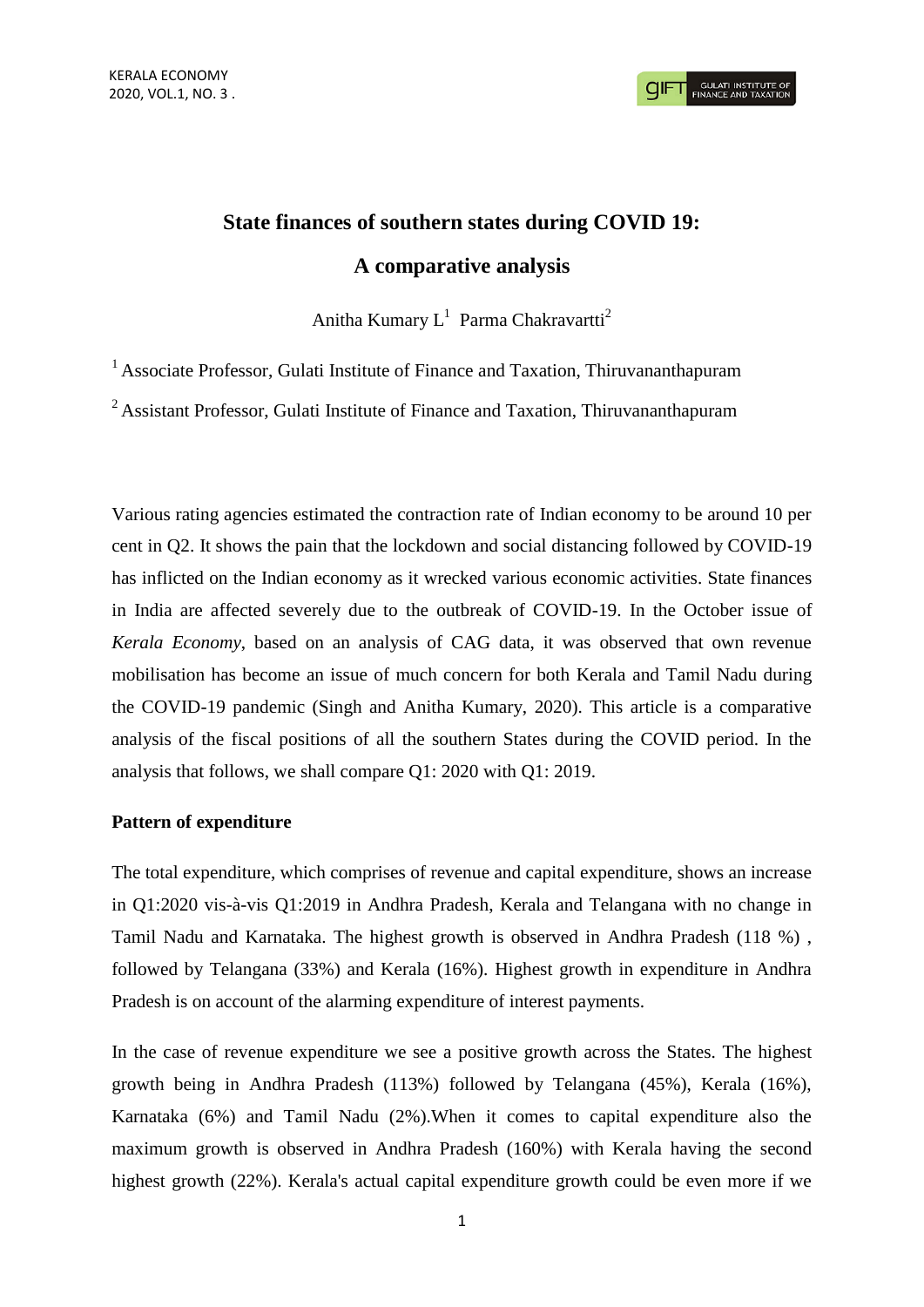# State finances of southern states during COVID 19:

# A comparative analysis

Anitha Kumary L[1] Parma Chakravartti[2]

[1] Associate Professor, Gulati Institute of Finance and Taxation, Thiruvananthapuram

[2] Assistant Professor, Gulati Institute of Finance and Taxation, Thiruvananthapuram

Various rating agencies estimated the contraction rate of Indian economy to be around 10 per cent in Q2. It shows the pain that the lockdown and social distancing followed by COVID-19 has inflicted on the Indian economy as it wrecked various economic activities. State finances in India are affected severely due to the outbreak of COVID-19. In the October issue of *Kerala Economy*, based on an analysis of CAG data, it was observed that own revenue mobilisation has become an issue of much concern for both Kerala and Tamil Nadu during the COVID-19 pandemic (Singh and Anitha Kumary, 2020). This article is a comparative analysis of the fiscal positions of all the southern States during the COVID period. In the analysis that follows, we shall compare Q1: 2020 with Q1: 2019.

**Pattern of expenditure**

The total expenditure, which comprises of revenue and capital expenditure, shows an increase in Q1:2020 vis-à-vis Q1:2019 in Andhra Pradesh, Kerala and Telangana with no change in Tamil Nadu and Karnataka. The highest growth is observed in Andhra Pradesh (118 %) , followed by Telangana (33%) and Kerala (16%). Highest growth in expenditure in Andhra Pradesh is on account of the alarming expenditure of interest payments.

In the case of revenue expenditure we see a positive growth across the States. The highest growth being in Andhra Pradesh (113%) followed by Telangana (45%), Kerala (16%), Karnataka (6%) and Tamil Nadu (2%).When it comes to capital expenditure also the maximum growth is observed in Andhra Pradesh (160%) with Kerala having the second highest growth (22%). Kerala's actual capital expenditure growth could be even more if we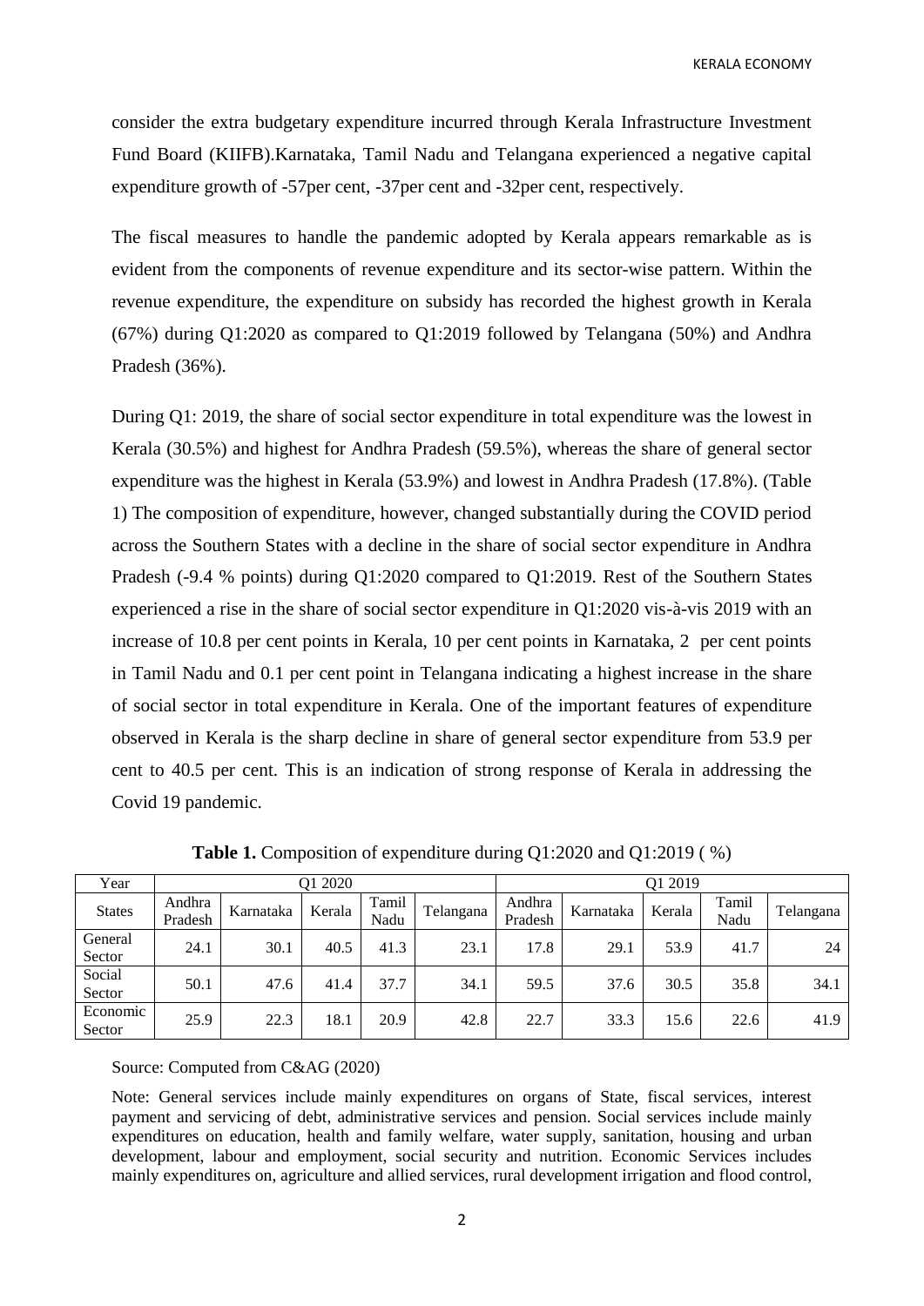consider the extra budgetary expenditure incurred through Kerala Infrastructure Investment Fund Board (KIIFB).Karnataka, Tamil Nadu and Telangana experienced a negative capital expenditure growth of -57per cent, -37per cent and -32per cent, respectively.

The fiscal measures to handle the pandemic adopted by Kerala appears remarkable as is evident from the components of revenue expenditure and its sector-wise pattern. Within the revenue expenditure, the expenditure on subsidy has recorded the highest growth in Kerala (67%) during Q1:2020 as compared to Q1:2019 followed by Telangana (50%) and Andhra Pradesh (36%).

During Q1: 2019, the share of social sector expenditure in total expenditure was the lowest in Kerala (30.5%) and highest for Andhra Pradesh (59.5%), whereas the share of general sector expenditure was the highest in Kerala (53.9%) and lowest in Andhra Pradesh (17.8%). (Table 1) The composition of expenditure, however, changed substantially during the COVID period across the Southern States with a decline in the share of social sector expenditure in Andhra Pradesh (-9.4 % points) during Q1:2020 compared to Q1:2019. Rest of the Southern States experienced a rise in the share of social sector expenditure in Q1:2020 vis-à-vis 2019 with an increase of 10.8 per cent points in Kerala, 10 per cent points in Karnataka, 2 per cent points in Tamil Nadu and 0.1 per cent point in Telangana indicating a highest increase in the share of social sector in total expenditure in Kerala. One of the important features of expenditure observed in Kerala is the sharp decline in share of general sector expenditure from 53.9 per cent to 40.5 per cent. This is an indication of strong response of Kerala in addressing the Covid 19 pandemic.

**Table 1.** Composition of expenditure during Q1:2020 and Q1:2019 ( %)

| Year | Q1 2020 | | | | | Q1 2019 | | | | |
|---|---|---|---|---|---|---|---|---|---|---|
| States | Andhra Pradesh | Karnataka | Kerala | Tamil Nadu | Telangana | Andhra Pradesh | Karnataka | Kerala | Tamil Nadu | Telangana |
| General Sector | 24.1 | 30.1 | 40.5 | 41.3 | 23.1 | 17.8 | 29.1 | 53.9 | 41.7 | 24 |
| Social Sector | 50.1 | 47.6 | 41.4 | 37.7 | 34.1 | 59.5 | 37.6 | 30.5 | 35.8 | 34.1 |
| Economic Sector | 25.9 | 22.3 | 18.1 | 20.9 | 42.8 | 22.7 | 33.3 | 15.6 | 22.6 | 41.9 |

Source: Computed from C&AG (2020)

Note: General services include mainly expenditures on organs of State, fiscal services, interest payment and servicing of debt, administrative services and pension. Social services include mainly expenditures on education, health and family welfare, water supply, sanitation, housing and urban development, labour and employment, social security and nutrition. Economic Services includes mainly expenditures on, agriculture and allied services, rural development irrigation and flood control,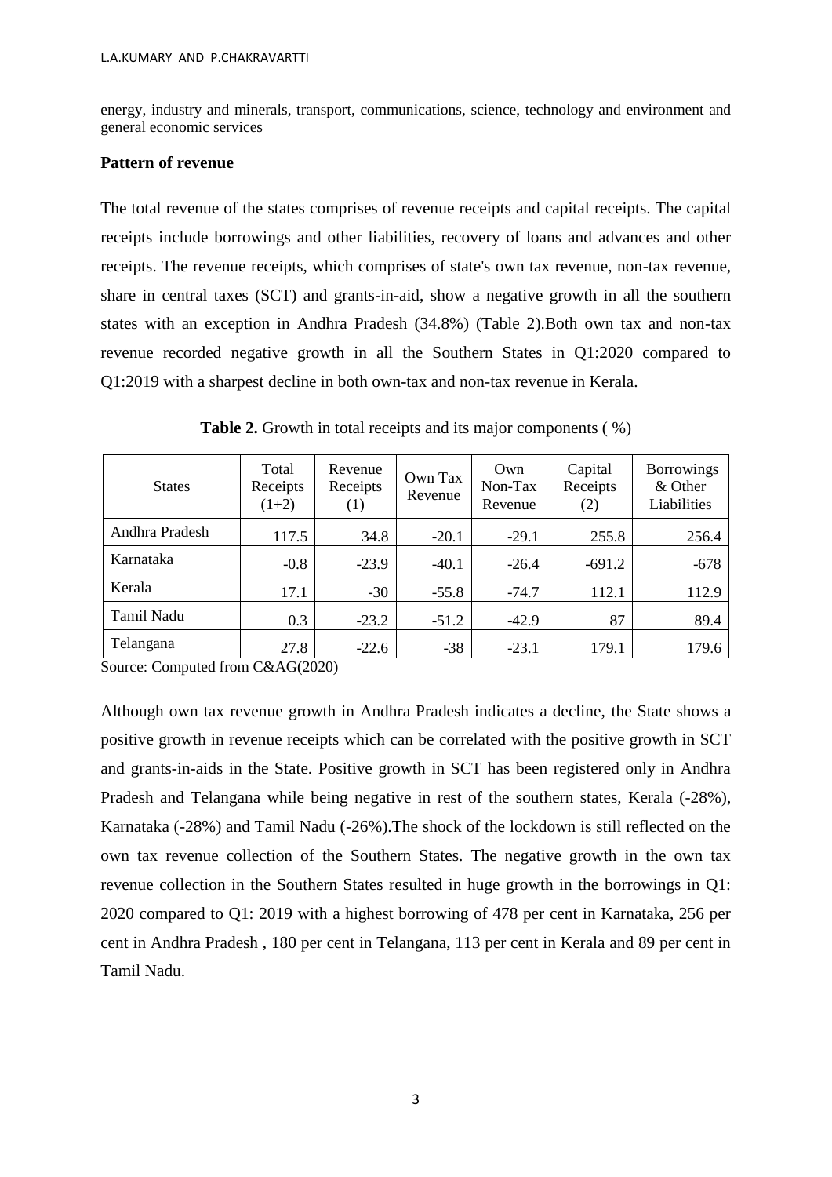energy, industry and minerals, transport, communications, science, technology and environment and general economic services

**Pattern of revenue**

The total revenue of the states comprises of revenue receipts and capital receipts. The capital receipts include borrowings and other liabilities, recovery of loans and advances and other receipts. The revenue receipts, which comprises of state's own tax revenue, non-tax revenue, share in central taxes (SCT) and grants-in-aid, show a negative growth in all the southern states with an exception in Andhra Pradesh (34.8%) (Table 2).Both own tax and non-tax revenue recorded negative growth in all the Southern States in Q1:2020 compared to Q1:2019 with a sharpest decline in both own-tax and non-tax revenue in Kerala.

**Table 2.** Growth in total receipts and its major components ( %)

| States | Total Receipts (1+2) | Revenue Receipts (1) | Own Tax Revenue | Own Non-Tax Revenue | Capital Receipts (2) | Borrowings & Other Liabilities |
|---|---|---|---|---|---|---|
| Andhra Pradesh | 117.5 | 34.8 | -20.1 | -29.1 | 255.8 | 256.4 |
| Karnataka | -0.8 | -23.9 | -40.1 | -26.4 | -691.2 | -678 |
| Kerala | 17.1 | -30 | -55.8 | -74.7 | 112.1 | 112.9 |
| Tamil Nadu | 0.3 | -23.2 | -51.2 | -42.9 | 87 | 89.4 |
| Telangana | 27.8 | -22.6 | -38 | -23.1 | 179.1 | 179.6 |

Source: Computed from C&AG(2020)

Although own tax revenue growth in Andhra Pradesh indicates a decline, the State shows a positive growth in revenue receipts which can be correlated with the positive growth in SCT and grants-in-aids in the State. Positive growth in SCT has been registered only in Andhra Pradesh and Telangana while being negative in rest of the southern states, Kerala (-28%), Karnataka (-28%) and Tamil Nadu (-26%).The shock of the lockdown is still reflected on the own tax revenue collection of the Southern States. The negative growth in the own tax revenue collection in the Southern States resulted in huge growth in the borrowings in Q1: 2020 compared to Q1: 2019 with a highest borrowing of 478 per cent in Karnataka, 256 per cent in Andhra Pradesh , 180 per cent in Telangana, 113 per cent in Kerala and 89 per cent in Tamil Nadu.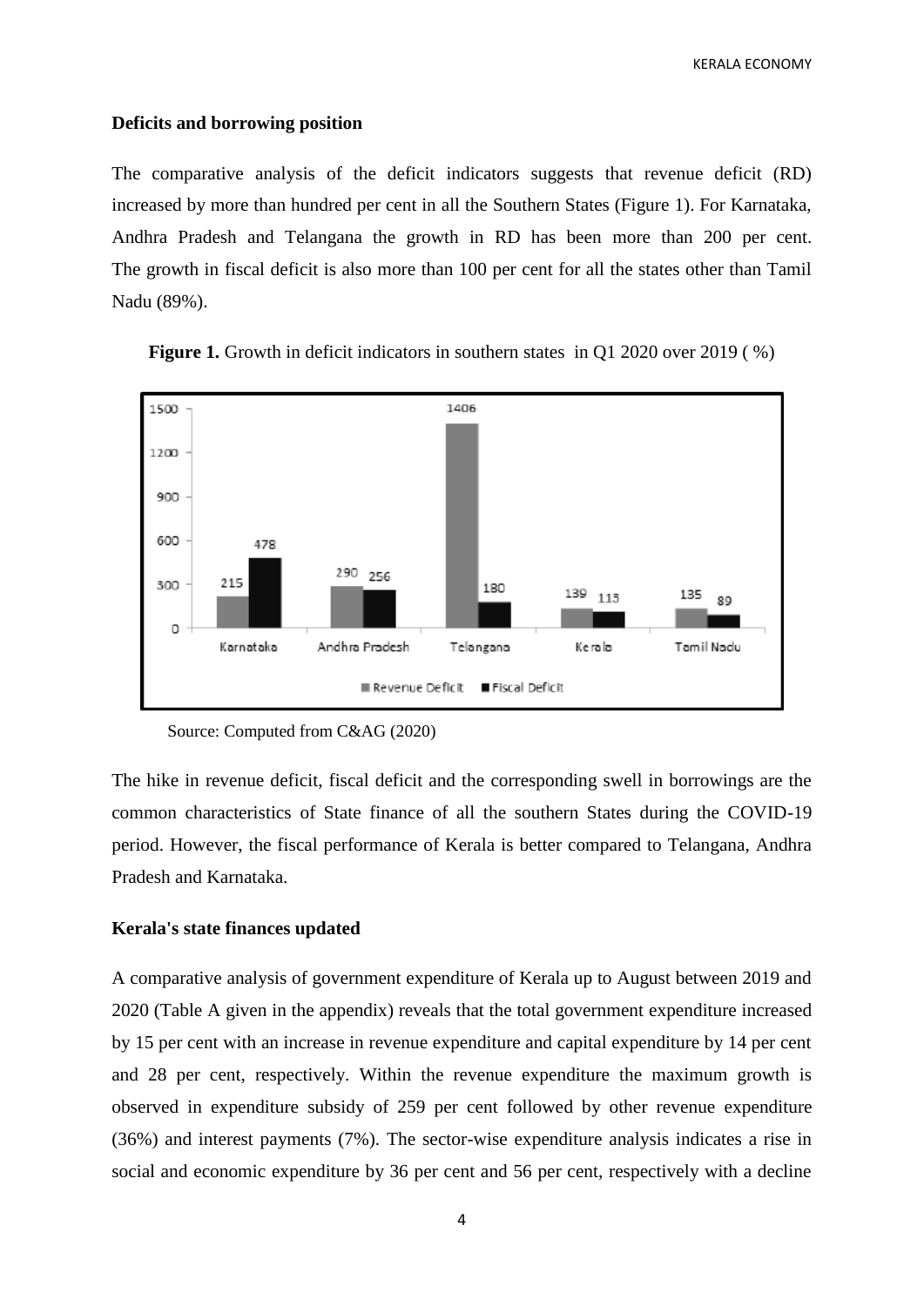### Deficits and borrowing position

The comparative analysis of the deficit indicators suggests that revenue deficit (RD) increased by more than hundred per cent in all the Southern States (Figure 1). For Karnataka, Andhra Pradesh and Telangana the growth in RD has been more than 200 per cent. The growth in fiscal deficit is also more than 100 per cent for all the states other than Tamil Nadu (89%).

**Figure 1.** Growth in deficit indicators in southern states in Q1 2020 over 2019 ( %)

| State | Revenue Deficit | Fiscal Deficit |
|---|---|---|
| Karnataka | 215 | 478 |
| Andhra Pradesh | 290 | 256 |
| Telangana | 1406 | 180 |
| Kerala | 139 | 115 |
| Tamil Nadu | 135 | 89 |

Source: Computed from C&AG (2020)

The hike in revenue deficit, fiscal deficit and the corresponding swell in borrowings are the common characteristics of State finance of all the southern States during the COVID-19 period. However, the fiscal performance of Kerala is better compared to Telangana, Andhra Pradesh and Karnataka.

### Kerala's state finances updated

A comparative analysis of government expenditure of Kerala up to August between 2019 and 2020 (Table A given in the appendix) reveals that the total government expenditure increased by 15 per cent with an increase in revenue expenditure and capital expenditure by 14 per cent and 28 per cent, respectively. Within the revenue expenditure the maximum growth is observed in expenditure subsidy of 259 per cent followed by other revenue expenditure (36%) and interest payments (7%). The sector-wise expenditure analysis indicates a rise in social and economic expenditure by 36 per cent and 56 per cent, respectively with a decline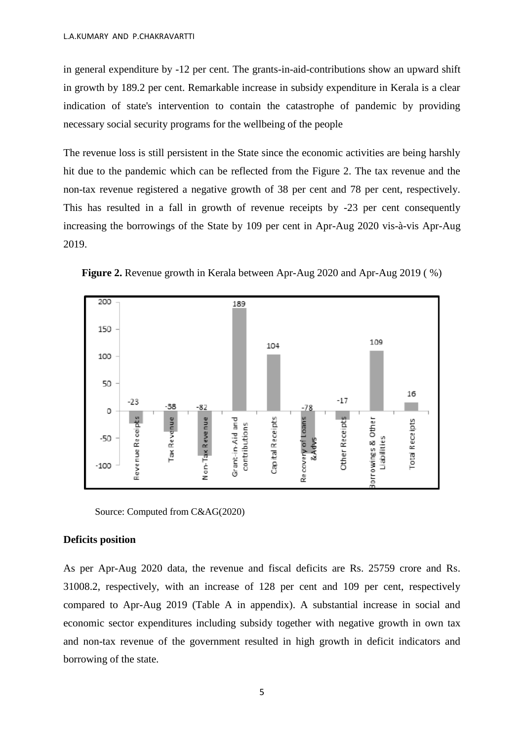in general expenditure by -12 per cent. The grants-in-aid-contributions show an upward shift in growth by 189.2 per cent. Remarkable increase in subsidy expenditure in Kerala is a clear indication of state's intervention to contain the catastrophe of pandemic by providing necessary social security programs for the wellbeing of the people

The revenue loss is still persistent in the State since the economic activities are being harshly hit due to the pandemic which can be reflected from the Figure 2. The tax revenue and the non-tax revenue registered a negative growth of 38 per cent and 78 per cent, respectively. This has resulted in a fall in growth of revenue receipts by -23 per cent consequently increasing the borrowings of the State by 109 per cent in Apr-Aug 2020 vis-à-vis Apr-Aug 2019.

**Figure 2.** Revenue growth in Kerala between Apr-Aug 2020 and Apr-Aug 2019 ( %)

| Category | Growth (%) |
|---|---|
| Revenue Receipts | -23 |
| Tax Revenue | -38 |
| Non-Tax Revenue | -82 |
| Grant-in-Aid and contributions | 189 |
| Capital Receipts | 104 |
| Recovery of Loans &Advs | -78 |
| Other Receipts | -17 |
| Borrowings & Other Liabilities | 109 |
| Total Receipts | 16 |

Source: Computed from C&AG(2020)

**Deficits position**

As per Apr-Aug 2020 data, the revenue and fiscal deficits are Rs. 25759 crore and Rs. 31008.2, respectively, with an increase of 128 per cent and 109 per cent, respectively compared to Apr-Aug 2019 (Table A in appendix). A substantial increase in social and economic sector expenditures including subsidy together with negative growth in own tax and non-tax revenue of the government resulted in high growth in deficit indicators and borrowing of the state.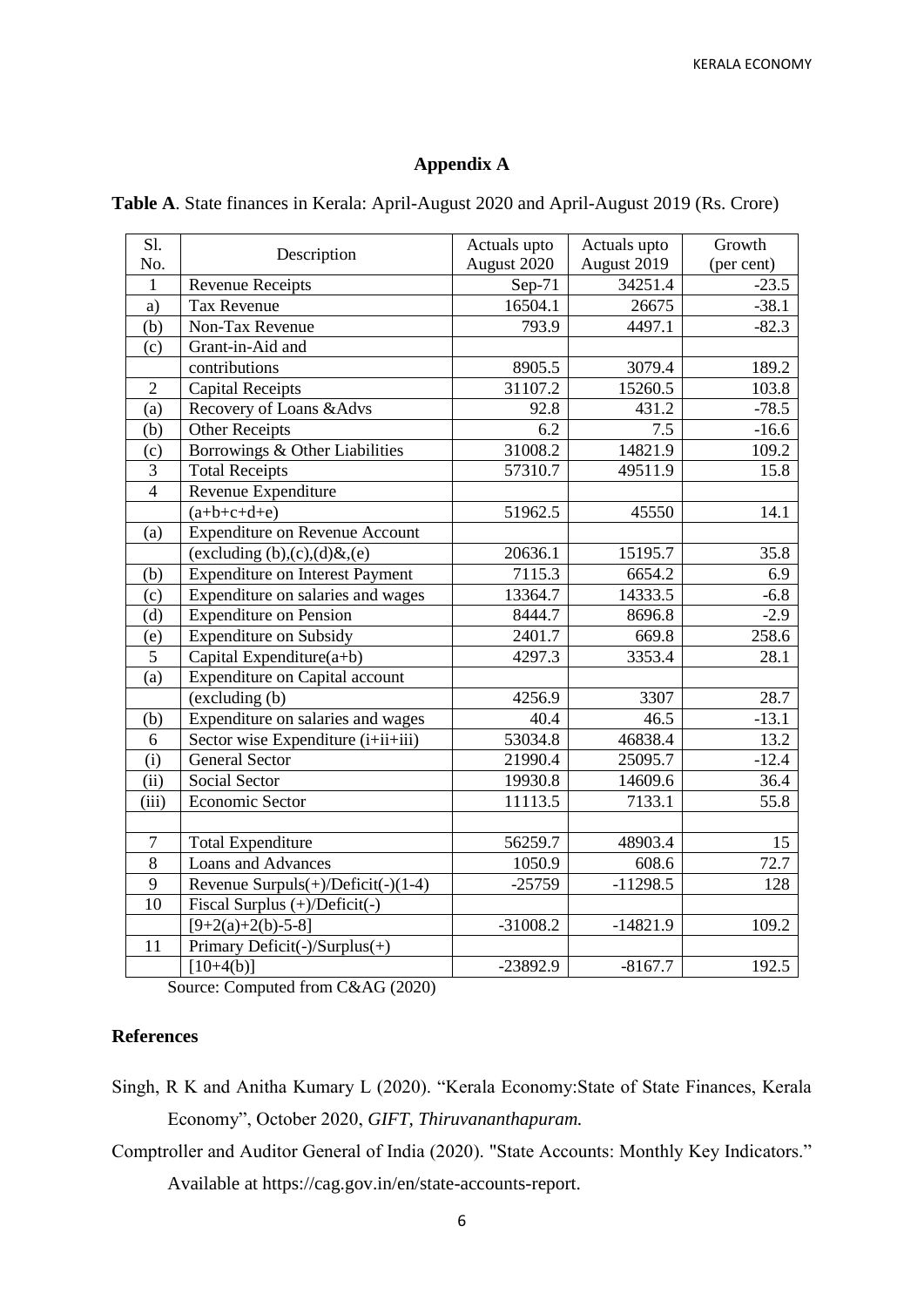# Appendix A

**Table A**. State finances in Kerala: April-August 2020 and April-August 2019 (Rs. Crore)

| Sl. No. | Description | Actuals upto August 2020 | Actuals upto August 2019 | Growth (per cent) |
|---|---|---|---|---|
| 1 | Revenue Receipts | Sep-71 | 34251.4 | -23.5 |
| a) | Tax Revenue | 16504.1 | 26675 | -38.1 |
| (b) | Non-Tax Revenue | 793.9 | 4497.1 | -82.3 |
| (c) | Grant-in-Aid and | | | |
| | contributions | 8905.5 | 3079.4 | 189.2 |
| 2 | Capital Receipts | 31107.2 | 15260.5 | 103.8 |
| (a) | Recovery of Loans &Advs | 92.8 | 431.2 | -78.5 |
| (b) | Other Receipts | 6.2 | 7.5 | -16.6 |
| (c) | Borrowings & Other Liabilities | 31008.2 | 14821.9 | 109.2 |
| 3 | Total Receipts | 57310.7 | 49511.9 | 15.8 |
| 4 | Revenue Expenditure | | | |
| | (a+b+c+d+e) | 51962.5 | 45550 | 14.1 |
| (a) | Expenditure on Revenue Account | | | |
| | (excluding (b),(c),(d)&,(e) | 20636.1 | 15195.7 | 35.8 |
| (b) | Expenditure on Interest Payment | 7115.3 | 6654.2 | 6.9 |
| (c) | Expenditure on salaries and wages | 13364.7 | 14333.5 | -6.8 |
| (d) | Expenditure on Pension | 8444.7 | 8696.8 | -2.9 |
| (e) | Expenditure on Subsidy | 2401.7 | 669.8 | 258.6 |
| 5 | Capital Expenditure(a+b) | 4297.3 | 3353.4 | 28.1 |
| (a) | Expenditure on Capital account | | | |
| | (excluding (b) | 4256.9 | 3307 | 28.7 |
| (b) | Expenditure on salaries and wages | 40.4 | 46.5 | -13.1 |
| 6 | Sector wise Expenditure (i+ii+iii) | 53034.8 | 46838.4 | 13.2 |
| (i) | General Sector | 21990.4 | 25095.7 | -12.4 |
| (ii) | Social Sector | 19930.8 | 14609.6 | 36.4 |
| (iii) | Economic Sector | 11113.5 | 7133.1 | 55.8 |
| | | | | |
| 7 | Total Expenditure | 56259.7 | 48903.4 | 15 |
| 8 | Loans and Advances | 1050.9 | 608.6 | 72.7 |
| 9 | Revenue Surpuls(+)/Deficit(-)(1-4) | -25759 | -11298.5 | 128 |
| 10 | Fiscal Surplus (+)/Deficit(-) | | | |
| | [9+2(a)+2(b)-5-8] | -31008.2 | -14821.9 | 109.2 |
| 11 | Primary Deficit(-)/Surplus(+) | | | |
| | [10+4(b)] | -23892.9 | -8167.7 | 192.5 |

Source: Computed from C&AG (2020)

## References

Singh, R K and Anitha Kumary L (2020). "Kerala Economy:State of State Finances, Kerala Economy", October 2020, *GIFT, Thiruvananthapuram.*

Comptroller and Auditor General of India (2020). "State Accounts: Monthly Key Indicators." Available at https://cag.gov.in/en/state-accounts-report.